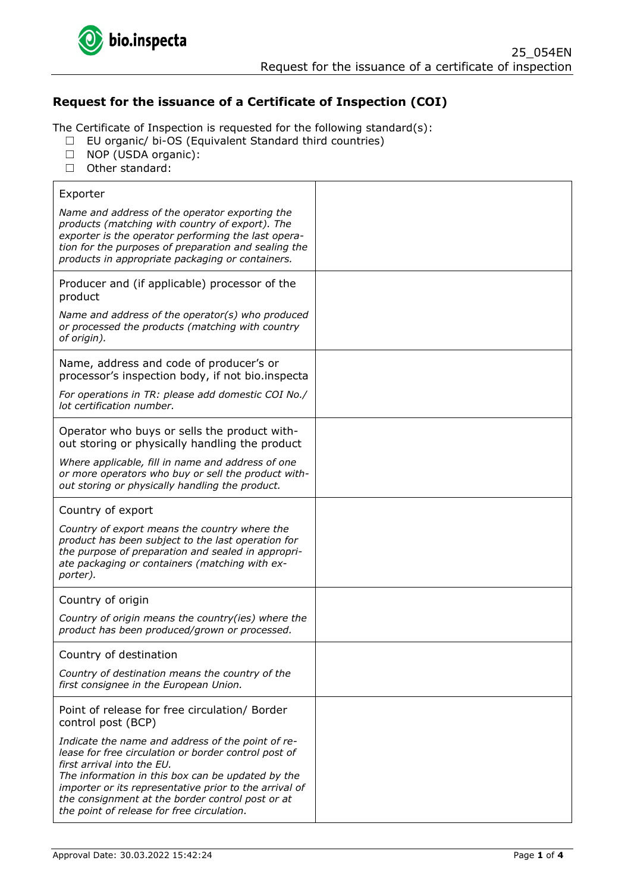## Request for the issuance of a Certificate of Inspection (COI)

The Certificate of Inspection is requested for the following standard(s):

- ☐ EU organic/ bi-OS (Equivalent Standard third countries)
- ☐ NOP (USDA organic):
- ☐ Other standard:

| | |
|---|---|
| Exporter<br><br>*Name and address of the operator exporting the products (matching with country of export). The exporter is the operator performing the last operation for the purposes of preparation and sealing the products in appropriate packaging or containers.* | |
| Producer and (if applicable) processor of the product<br><br>*Name and address of the operator(s) who produced or processed the products (matching with country of origin).* | |
| Name, address and code of producer's or processor's inspection body, if not bio.inspecta<br><br>*For operations in TR: please add domestic COI No./ lot certification number.* | |
| Operator who buys or sells the product without storing or physically handling the product<br><br>*Where applicable, fill in name and address of one or more operators who buy or sell the product without storing or physically handling the product.* | |
| Country of export<br><br>*Country of export means the country where the product has been subject to the last operation for the purpose of preparation and sealed in appropriate packaging or containers (matching with exporter).* | |
| Country of origin<br><br>*Country of origin means the country(ies) where the product has been produced/grown or processed.* | |
| Country of destination<br><br>*Country of destination means the country of the first consignee in the European Union.* | |
| Point of release for free circulation/ Border control post (BCP)<br><br>*Indicate the name and address of the point of release for free circulation or border control post of first arrival into the EU.*<br>*The information in this box can be updated by the importer or its representative prior to the arrival of the consignment at the border control post or at the point of release for free circulation.* | |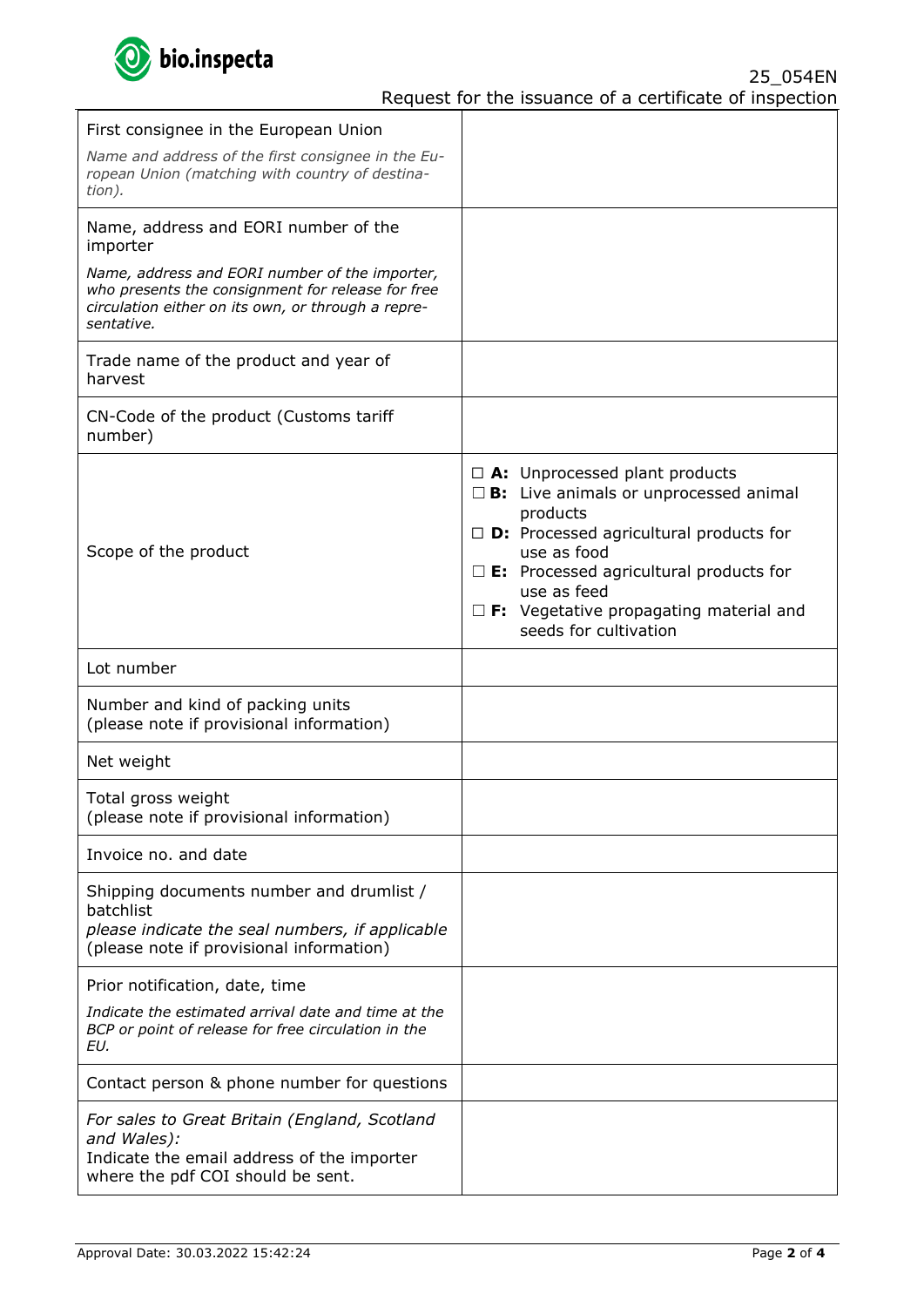| Field | Entry |
|---|---|
| First consignee in the European Union<br>*Name and address of the first consignee in the European Union (matching with country of destination).* | |
| Name, address and EORI number of the importer<br>*Name, address and EORI number of the importer, who presents the consignment for release for free circulation either on its own, or through a representative.* | |
| Trade name of the product and year of harvest | |
| CN-Code of the product (Customs tariff number) | |
| Scope of the product | ☐ **A:** Unprocessed plant products<br>☐ **B:** Live animals or unprocessed animal products<br>☐ **D:** Processed agricultural products for use as food<br>☐ **E:** Processed agricultural products for use as feed<br>☐ **F:** Vegetative propagating material and seeds for cultivation |
| Lot number | |
| Number and kind of packing units<br>(please note if provisional information) | |
| Net weight | |
| Total gross weight<br>(please note if provisional information) | |
| Invoice no. and date | |
| Shipping documents number and drumlist / batchlist<br>*please indicate the seal numbers, if applicable*<br>(please note if provisional information) | |
| Prior notification, date, time<br>*Indicate the estimated arrival date and time at the BCP or point of release for free circulation in the EU.* | |
| Contact person & phone number for questions | |
| *For sales to Great Britain (England, Scotland and Wales):*<br>Indicate the email address of the importer where the pdf COI should be sent. | |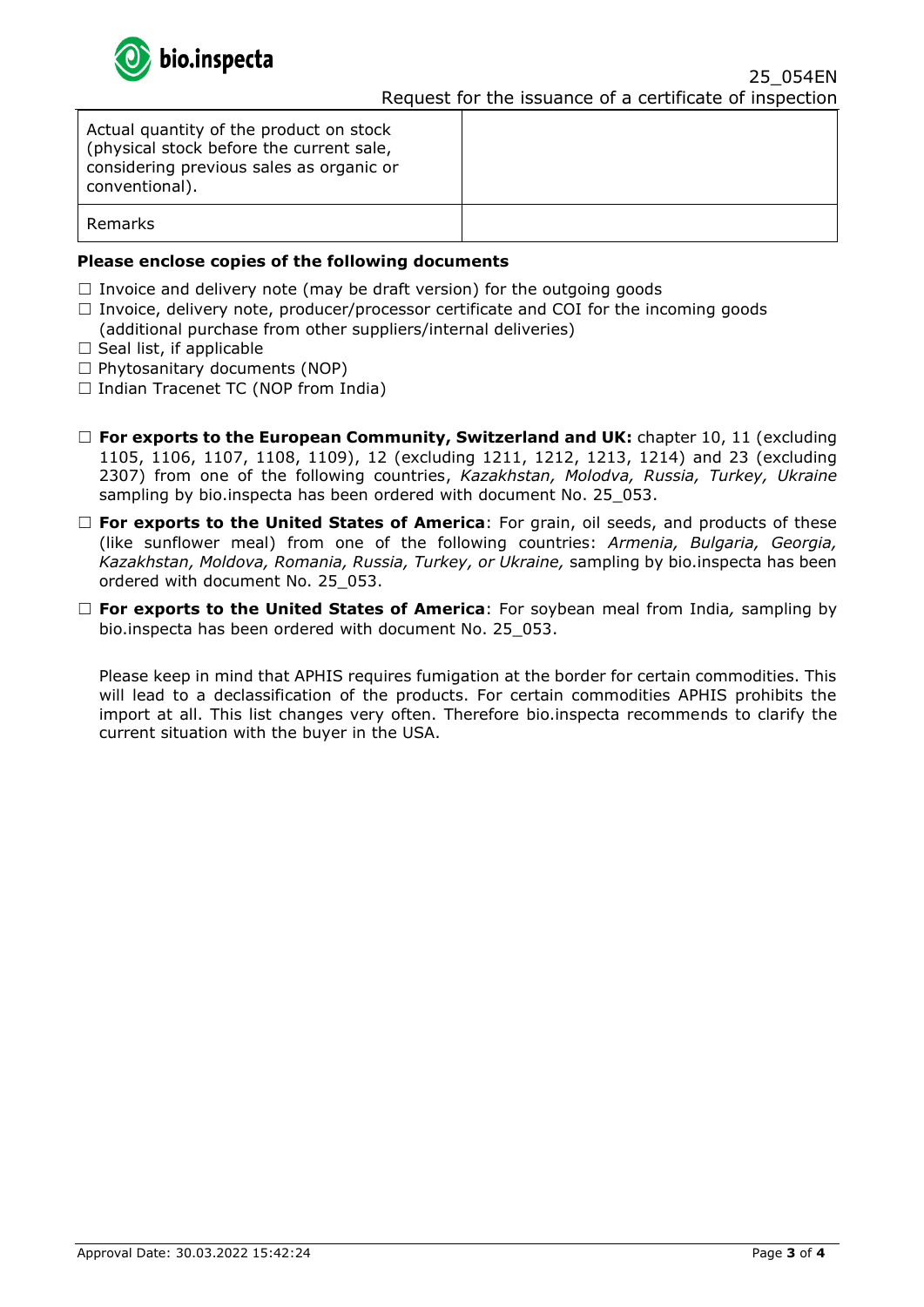| Actual quantity of the product on stock (physical stock before the current sale, considering previous sales as organic or conventional). | |
|---|---|
| Remarks | |

**Please enclose copies of the following documents**

- ☐ Invoice and delivery note (may be draft version) for the outgoing goods
- ☐ Invoice, delivery note, producer/processor certificate and COI for the incoming goods (additional purchase from other suppliers/internal deliveries)
- ☐ Seal list, if applicable
- ☐ Phytosanitary documents (NOP)
- ☐ Indian Tracenet TC (NOP from India)

- ☐ **For exports to the European Community, Switzerland and UK:** chapter 10, 11 (excluding 1105, 1106, 1107, 1108, 1109), 12 (excluding 1211, 1212, 1213, 1214) and 23 (excluding 2307) from one of the following countries, *Kazakhstan, Molodva, Russia, Turkey, Ukraine* sampling by bio.inspecta has been ordered with document No. 25_053.
- ☐ **For exports to the United States of America**: For grain, oil seeds, and products of these (like sunflower meal) from one of the following countries: *Armenia, Bulgaria, Georgia, Kazakhstan, Moldova, Romania, Russia, Turkey, or Ukraine,* sampling by bio.inspecta has been ordered with document No. 25_053.
- ☐ **For exports to the United States of America**: For soybean meal from India*,* sampling by bio.inspecta has been ordered with document No. 25_053.

Please keep in mind that APHIS requires fumigation at the border for certain commodities. This will lead to a declassification of the products. For certain commodities APHIS prohibits the import at all. This list changes very often. Therefore bio.inspecta recommends to clarify the current situation with the buyer in the USA.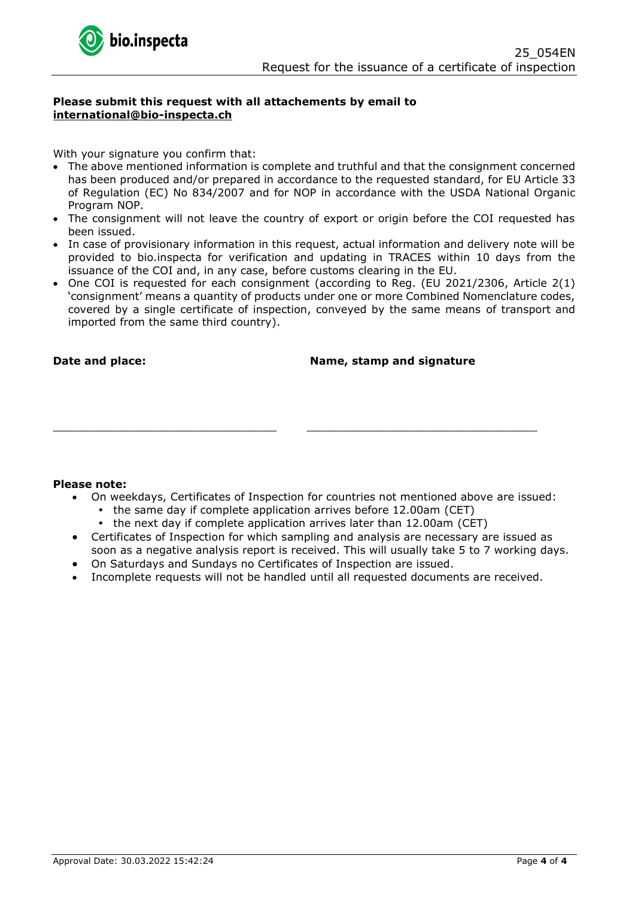**Please submit this request with all attachements by email to [international@bio-inspecta.ch](mailto:international@bio-inspecta.ch)**

With your signature you confirm that:

- The above mentioned information is complete and truthful and that the consignment concerned has been produced and/or prepared in accordance to the requested standard, for EU Article 33 of Regulation (EC) No 834/2007 and for NOP in accordance with the USDA National Organic Program NOP.
- The consignment will not leave the country of export or origin before the COI requested has been issued.
- In case of provisionary information in this request, actual information and delivery note will be provided to bio.inspecta for verification and updating in TRACES within 10 days from the issuance of the COI and, in any case, before customs clearing in the EU.
- One COI is requested for each consignment (according to Reg. (EU 2021/2306, Article 2(1) 'consignment' means a quantity of products under one or more Combined Nomenclature codes, covered by a single certificate of inspection, conveyed by the same means of transport and imported from the same third country).

**Date and place:** \_\_\_\_\_\_\_\_\_\_\_\_\_\_\_\_\_\_\_\_\_\_\_\_\_\_\_\_\_\_\_\_

**Name, stamp and signature** \_\_\_\_\_\_\_\_\_\_\_\_\_\_\_\_\_\_\_\_\_\_\_\_\_\_\_\_\_\_\_\_

**Please note:**

- On weekdays, Certificates of Inspection for countries not mentioned above are issued:
  - the same day if complete application arrives before 12.00am (CET)
  - the next day if complete application arrives later than 12.00am (CET)
- Certificates of Inspection for which sampling and analysis are necessary are issued as soon as a negative analysis report is received. This will usually take 5 to 7 working days.
- On Saturdays and Sundays no Certificates of Inspection are issued.
- Incomplete requests will not be handled until all requested documents are received.